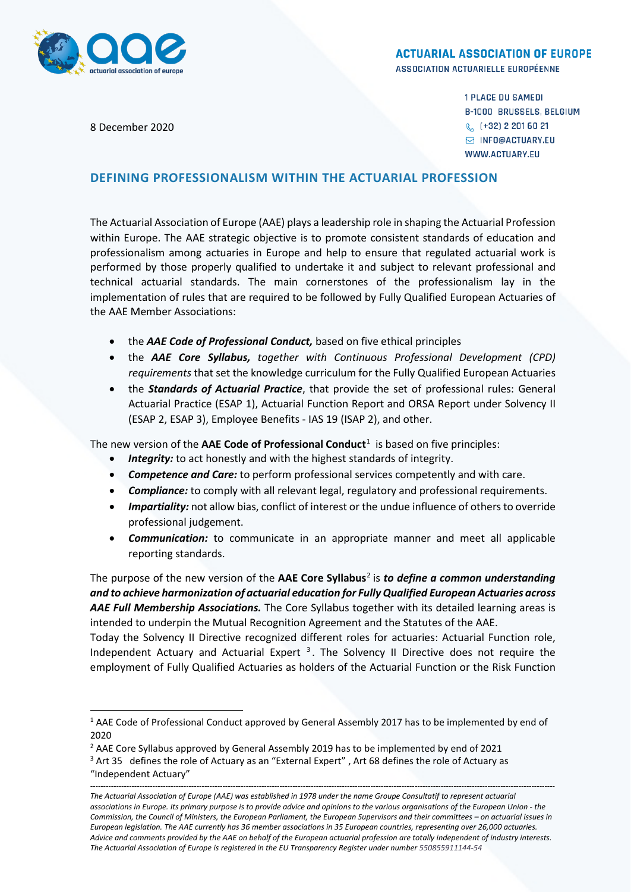**ACTUARIAL ASSOCIATION OF EUROPE**
ASSOCIATION ACTUARIELLE EUROPÉENNE

1 PLACE DU SAMEDI
B-1000 BRUSSELS, BELGIUM
(+32) 2 201 60 21
INFO@ACTUARY.EU
WWW.ACTUARY.EU

8 December 2020

## DEFINING PROFESSIONALISM WITHIN THE ACTUARIAL PROFESSION

The Actuarial Association of Europe (AAE) plays a leadership role in shaping the Actuarial Profession within Europe. The AAE strategic objective is to promote consistent standards of education and professionalism among actuaries in Europe and help to ensure that regulated actuarial work is performed by those properly qualified to undertake it and subject to relevant professional and technical actuarial standards. The main cornerstones of the professionalism lay in the implementation of rules that are required to be followed by Fully Qualified European Actuaries of the AAE Member Associations:

- the ***AAE Code of Professional Conduct,*** based on five ethical principles
- the ***AAE Core Syllabus,*** *together with Continuous Professional Development (CPD) requirements* that set the knowledge curriculum for the Fully Qualified European Actuaries
- the ***Standards of Actuarial Practice***, that provide the set of professional rules: General Actuarial Practice (ESAP 1), Actuarial Function Report and ORSA Report under Solvency II (ESAP 2, ESAP 3), Employee Benefits - IAS 19 (ISAP 2), and other.

The new version of the **AAE Code of Professional Conduct**[1] is based on five principles:

- ***Integrity:*** to act honestly and with the highest standards of integrity.
- ***Competence and Care:*** to perform professional services competently and with care.
- ***Compliance:*** to comply with all relevant legal, regulatory and professional requirements.
- ***Impartiality:*** not allow bias, conflict of interest or the undue influence of others to override professional judgement.
- ***Communication:*** to communicate in an appropriate manner and meet all applicable reporting standards.

The purpose of the new version of the **AAE Core Syllabus**[2] is ***to define a common understanding and to achieve harmonization of actuarial education for Fully Qualified European Actuaries across AAE Full Membership Associations.*** The Core Syllabus together with its detailed learning areas is intended to underpin the Mutual Recognition Agreement and the Statutes of the AAE.
Today the Solvency II Directive recognized different roles for actuaries: Actuarial Function role, Independent Actuary and Actuarial Expert [3]. The Solvency II Directive does not require the employment of Fully Qualified Actuaries as holders of the Actuarial Function or the Risk Function

---

[1] AAE Code of Professional Conduct approved by General Assembly 2017 has to be implemented by end of 2020

[2] AAE Core Syllabus approved by General Assembly 2019 has to be implemented by end of 2021

[3] Art 35 defines the role of Actuary as an "External Expert" , Art 68 defines the role of Actuary as "Independent Actuary"

---

*The Actuarial Association of Europe (AAE) was established in 1978 under the name Groupe Consultatif to represent actuarial associations in Europe. Its primary purpose is to provide advice and opinions to the various organisations of the European Union - the Commission, the Council of Ministers, the European Parliament, the European Supervisors and their committees – on actuarial issues in European legislation. The AAE currently has 36 member associations in 35 European countries, representing over 26,000 actuaries. Advice and comments provided by the AAE on behalf of the European actuarial profession are totally independent of industry interests. The Actuarial Association of Europe is registered in the EU Transparency Register under number 550855911144-54*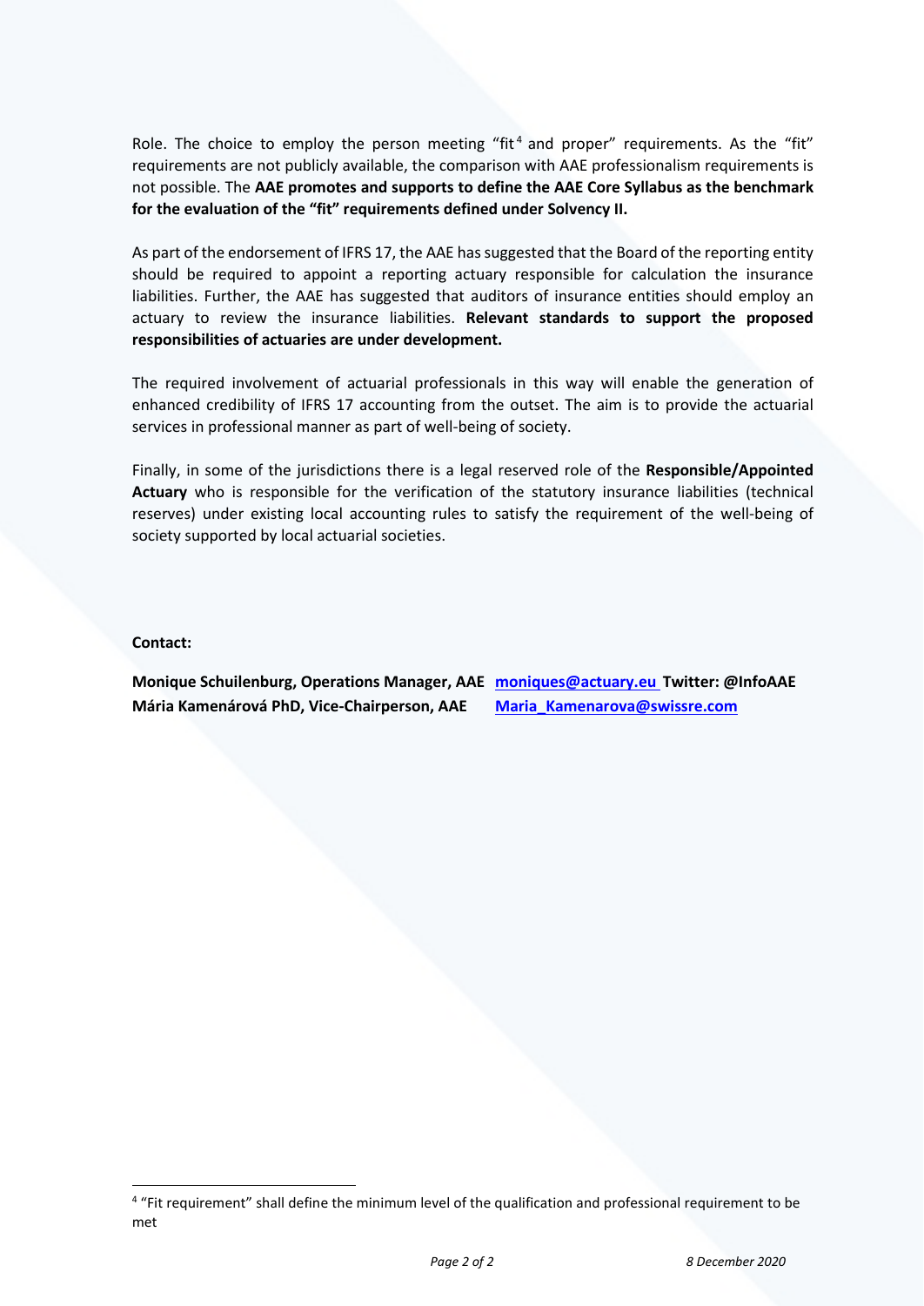Role. The choice to employ the person meeting "fit[4] and proper" requirements. As the "fit" requirements are not publicly available, the comparison with AAE professionalism requirements is not possible. The **AAE promotes and supports to define the AAE Core Syllabus as the benchmark for the evaluation of the "fit" requirements defined under Solvency II.**

As part of the endorsement of IFRS 17, the AAE has suggested that the Board of the reporting entity should be required to appoint a reporting actuary responsible for calculation the insurance liabilities. Further, the AAE has suggested that auditors of insurance entities should employ an actuary to review the insurance liabilities. **Relevant standards to support the proposed responsibilities of actuaries are under development.**

The required involvement of actuarial professionals in this way will enable the generation of enhanced credibility of IFRS 17 accounting from the outset. The aim is to provide the actuarial services in professional manner as part of well-being of society.

Finally, in some of the jurisdictions there is a legal reserved role of the **Responsible/Appointed Actuary** who is responsible for the verification of the statutory insurance liabilities (technical reserves) under existing local accounting rules to satisfy the requirement of the well-being of society supported by local actuarial societies.

**Contact:**

**Monique Schuilenburg, Operations Manager, AAE** moniques@actuary.eu **Twitter: @InfoAAE**
**Mária Kamenárová PhD, Vice-Chairperson, AAE** Maria_Kamenarova@swissre.com

[4] "Fit requirement" shall define the minimum level of the qualification and professional requirement to be met